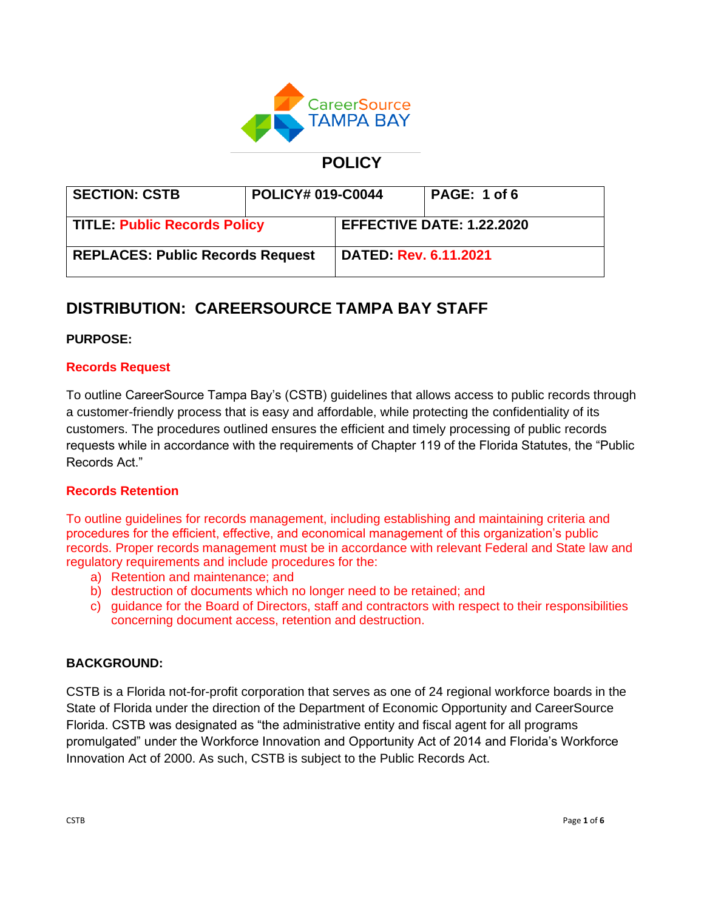# POLICY

| SECTION: CSTB | POLICY# 019-C0044 | PAGE: 1 of 6 |
|---|---|---|
| TITLE: Public Records Policy | EFFECTIVE DATE: 1.22.2020 | |
| REPLACES: Public Records Request | DATED: Rev. 6.11.2021 | |

## DISTRIBUTION: CAREERSOURCE TAMPA BAY STAFF

**PURPOSE:**

**Records Request**

To outline CareerSource Tampa Bay's (CSTB) guidelines that allows access to public records through a customer-friendly process that is easy and affordable, while protecting the confidentiality of its customers. The procedures outlined ensures the efficient and timely processing of public records requests while in accordance with the requirements of Chapter 119 of the Florida Statutes, the "Public Records Act."

**Records Retention**

To outline guidelines for records management, including establishing and maintaining criteria and procedures for the efficient, effective, and economical management of this organization's public records. Proper records management must be in accordance with relevant Federal and State law and regulatory requirements and include procedures for the:

a) Retention and maintenance; and
b) destruction of documents which no longer need to be retained; and
c) guidance for the Board of Directors, staff and contractors with respect to their responsibilities concerning document access, retention and destruction.

**BACKGROUND:**

CSTB is a Florida not-for-profit corporation that serves as one of 24 regional workforce boards in the State of Florida under the direction of the Department of Economic Opportunity and CareerSource Florida. CSTB was designated as "the administrative entity and fiscal agent for all programs promulgated" under the Workforce Innovation and Opportunity Act of 2014 and Florida's Workforce Innovation Act of 2000. As such, CSTB is subject to the Public Records Act.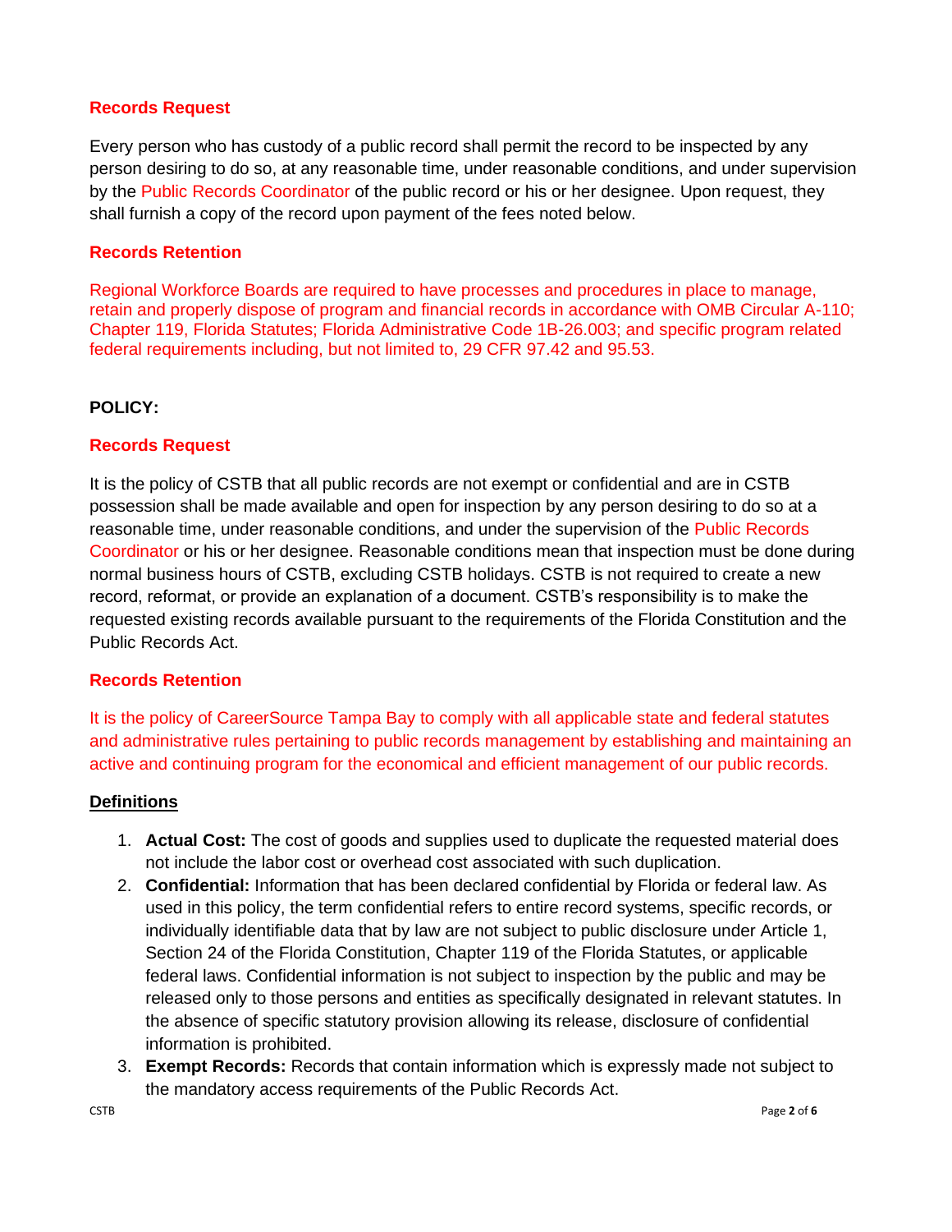### Records Request

Every person who has custody of a public record shall permit the record to be inspected by any person desiring to do so, at any reasonable time, under reasonable conditions, and under supervision by the Public Records Coordinator of the public record or his or her designee. Upon request, they shall furnish a copy of the record upon payment of the fees noted below.

### Records Retention

Regional Workforce Boards are required to have processes and procedures in place to manage, retain and properly dispose of program and financial records in accordance with OMB Circular A-110; Chapter 119, Florida Statutes; Florida Administrative Code 1B-26.003; and specific program related federal requirements including, but not limited to, 29 CFR 97.42 and 95.53.

## POLICY:

### Records Request

It is the policy of CSTB that all public records are not exempt or confidential and are in CSTB possession shall be made available and open for inspection by any person desiring to do so at a reasonable time, under reasonable conditions, and under the supervision of the Public Records Coordinator or his or her designee. Reasonable conditions mean that inspection must be done during normal business hours of CSTB, excluding CSTB holidays. CSTB is not required to create a new record, reformat, or provide an explanation of a document. CSTB's responsibility is to make the requested existing records available pursuant to the requirements of the Florida Constitution and the Public Records Act.

### Records Retention

It is the policy of CareerSource Tampa Bay to comply with all applicable state and federal statutes and administrative rules pertaining to public records management by establishing and maintaining an active and continuing program for the economical and efficient management of our public records.

<u>**Definitions**</u>

1. **Actual Cost:** The cost of goods and supplies used to duplicate the requested material does not include the labor cost or overhead cost associated with such duplication.
2. **Confidential:** Information that has been declared confidential by Florida or federal law. As used in this policy, the term confidential refers to entire record systems, specific records, or individually identifiable data that by law are not subject to public disclosure under Article 1, Section 24 of the Florida Constitution, Chapter 119 of the Florida Statutes, or applicable federal laws. Confidential information is not subject to inspection by the public and may be released only to those persons and entities as specifically designated in relevant statutes. In the absence of specific statutory provision allowing its release, disclosure of confidential information is prohibited.
3. **Exempt Records:** Records that contain information which is expressly made not subject to the mandatory access requirements of the Public Records Act.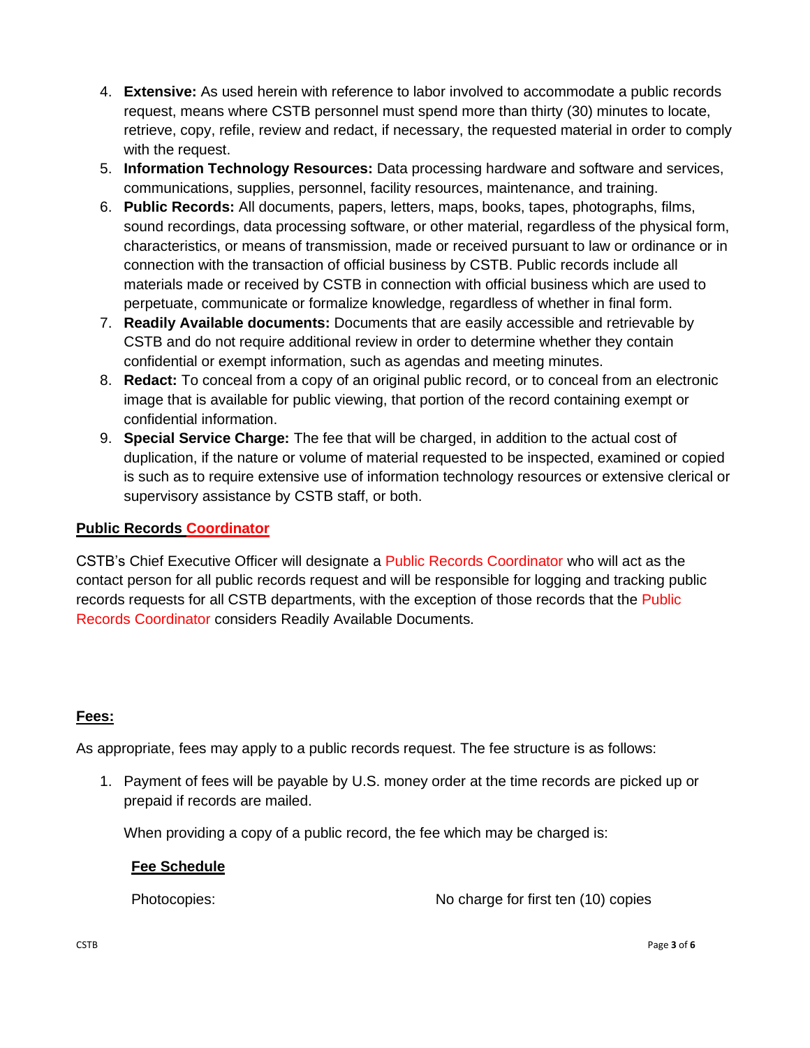4. **Extensive:** As used herein with reference to labor involved to accommodate a public records request, means where CSTB personnel must spend more than thirty (30) minutes to locate, retrieve, copy, refile, review and redact, if necessary, the requested material in order to comply with the request.
5. **Information Technology Resources:** Data processing hardware and software and services, communications, supplies, personnel, facility resources, maintenance, and training.
6. **Public Records:** All documents, papers, letters, maps, books, tapes, photographs, films, sound recordings, data processing software, or other material, regardless of the physical form, characteristics, or means of transmission, made or received pursuant to law or ordinance or in connection with the transaction of official business by CSTB. Public records include all materials made or received by CSTB in connection with official business which are used to perpetuate, communicate or formalize knowledge, regardless of whether in final form.
7. **Readily Available documents:** Documents that are easily accessible and retrievable by CSTB and do not require additional review in order to determine whether they contain confidential or exempt information, such as agendas and meeting minutes.
8. **Redact:** To conceal from a copy of an original public record, or to conceal from an electronic image that is available for public viewing, that portion of the record containing exempt or confidential information.
9. **Special Service Charge:** The fee that will be charged, in addition to the actual cost of duplication, if the nature or volume of material requested to be inspected, examined or copied is such as to require extensive use of information technology resources or extensive clerical or supervisory assistance by CSTB staff, or both.

## Public Records Coordinator

CSTB's Chief Executive Officer will designate a Public Records Coordinator who will act as the contact person for all public records request and will be responsible for logging and tracking public records requests for all CSTB departments, with the exception of those records that the Public Records Coordinator considers Readily Available Documents.

## Fees:

As appropriate, fees may apply to a public records request. The fee structure is as follows:

1. Payment of fees will be payable by U.S. money order at the time records are picked up or prepaid if records are mailed.

   When providing a copy of a public record, the fee which may be charged is:

   **Fee Schedule**

   | | |
   |---|---|
   | Photocopies: | No charge for first ten (10) copies |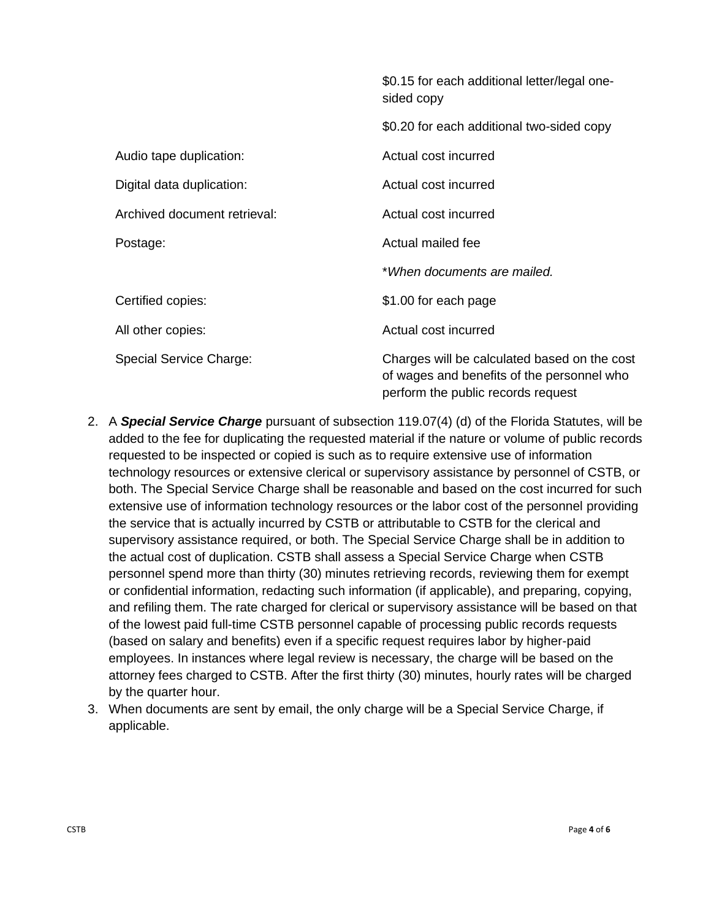| | |
|---|---|
| | $0.15 for each additional letter/legal one-sided copy |
| | $0.20 for each additional two-sided copy |
| Audio tape duplication: | Actual cost incurred |
| Digital data duplication: | Actual cost incurred |
| Archived document retrieval: | Actual cost incurred |
| Postage: | Actual mailed fee |
| | **When documents are mailed.* |
| Certified copies: | $1.00 for each page |
| All other copies: | Actual cost incurred |
| Special Service Charge: | Charges will be calculated based on the cost of wages and benefits of the personnel who perform the public records request |

2. A ***Special Service Charge*** pursuant of subsection 119.07(4) (d) of the Florida Statutes, will be added to the fee for duplicating the requested material if the nature or volume of public records requested to be inspected or copied is such as to require extensive use of information technology resources or extensive clerical or supervisory assistance by personnel of CSTB, or both. The Special Service Charge shall be reasonable and based on the cost incurred for such extensive use of information technology resources or the labor cost of the personnel providing the service that is actually incurred by CSTB or attributable to CSTB for the clerical and supervisory assistance required, or both. The Special Service Charge shall be in addition to the actual cost of duplication. CSTB shall assess a Special Service Charge when CSTB personnel spend more than thirty (30) minutes retrieving records, reviewing them for exempt or confidential information, redacting such information (if applicable), and preparing, copying, and refiling them. The rate charged for clerical or supervisory assistance will be based on that of the lowest paid full-time CSTB personnel capable of processing public records requests (based on salary and benefits) even if a specific request requires labor by higher-paid employees. In instances where legal review is necessary, the charge will be based on the attorney fees charged to CSTB. After the first thirty (30) minutes, hourly rates will be charged by the quarter hour.
3. When documents are sent by email, the only charge will be a Special Service Charge, if applicable.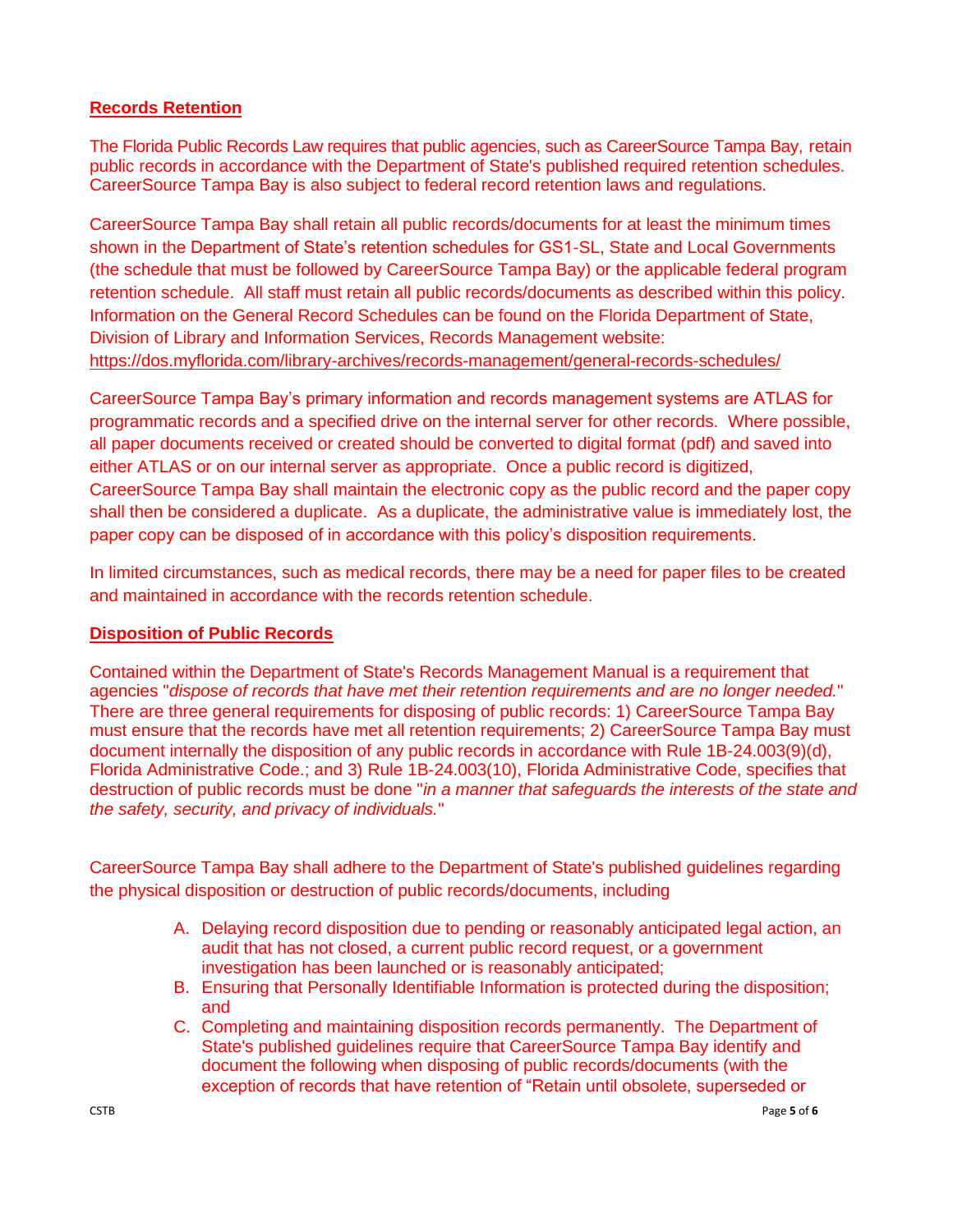## **Records Retention**

The Florida Public Records Law requires that public agencies, such as CareerSource Tampa Bay, retain public records in accordance with the Department of State's published required retention schedules. CareerSource Tampa Bay is also subject to federal record retention laws and regulations.

CareerSource Tampa Bay shall retain all public records/documents for at least the minimum times shown in the Department of State's retention schedules for GS1-SL, State and Local Governments (the schedule that must be followed by CareerSource Tampa Bay) or the applicable federal program retention schedule. All staff must retain all public records/documents as described within this policy. Information on the General Record Schedules can be found on the Florida Department of State, Division of Library and Information Services, Records Management website: https://dos.myflorida.com/library-archives/records-management/general-records-schedules/

CareerSource Tampa Bay's primary information and records management systems are ATLAS for programmatic records and a specified drive on the internal server for other records. Where possible, all paper documents received or created should be converted to digital format (pdf) and saved into either ATLAS or on our internal server as appropriate. Once a public record is digitized, CareerSource Tampa Bay shall maintain the electronic copy as the public record and the paper copy shall then be considered a duplicate. As a duplicate, the administrative value is immediately lost, the paper copy can be disposed of in accordance with this policy's disposition requirements.

In limited circumstances, such as medical records, there may be a need for paper files to be created and maintained in accordance with the records retention schedule.

## **Disposition of Public Records**

Contained within the Department of State's Records Management Manual is a requirement that agencies "*dispose of records that have met their retention requirements and are no longer needed.*" There are three general requirements for disposing of public records: 1) CareerSource Tampa Bay must ensure that the records have met all retention requirements; 2) CareerSource Tampa Bay must document internally the disposition of any public records in accordance with Rule 1B-24.003(9)(d), Florida Administrative Code.; and 3) Rule 1B-24.003(10), Florida Administrative Code, specifies that destruction of public records must be done "*in a manner that safeguards the interests of the state and the safety, security, and privacy of individuals.*"

CareerSource Tampa Bay shall adhere to the Department of State's published guidelines regarding the physical disposition or destruction of public records/documents, including

A. Delaying record disposition due to pending or reasonably anticipated legal action, an audit that has not closed, a current public record request, or a government investigation has been launched or is reasonably anticipated;
B. Ensuring that Personally Identifiable Information is protected during the disposition; and
C. Completing and maintaining disposition records permanently. The Department of State's published guidelines require that CareerSource Tampa Bay identify and document the following when disposing of public records/documents (with the exception of records that have retention of "Retain until obsolete, superseded or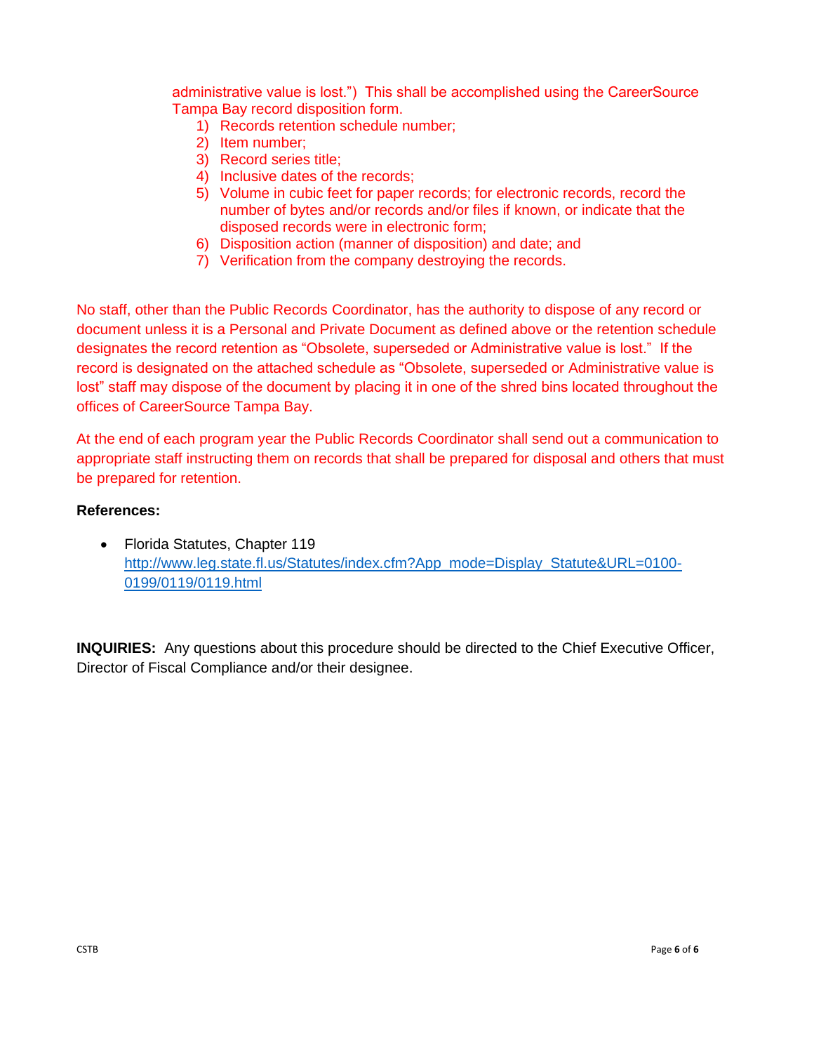administrative value is lost.") This shall be accomplished using the CareerSource Tampa Bay record disposition form.

1) Records retention schedule number;
2) Item number;
3) Record series title;
4) Inclusive dates of the records;
5) Volume in cubic feet for paper records; for electronic records, record the number of bytes and/or records and/or files if known, or indicate that the disposed records were in electronic form;
6) Disposition action (manner of disposition) and date; and
7) Verification from the company destroying the records.

No staff, other than the Public Records Coordinator, has the authority to dispose of any record or document unless it is a Personal and Private Document as defined above or the retention schedule designates the record retention as "Obsolete, superseded or Administrative value is lost." If the record is designated on the attached schedule as "Obsolete, superseded or Administrative value is lost" staff may dispose of the document by placing it in one of the shred bins located throughout the offices of CareerSource Tampa Bay.

At the end of each program year the Public Records Coordinator shall send out a communication to appropriate staff instructing them on records that shall be prepared for disposal and others that must be prepared for retention.

**References:**

- Florida Statutes, Chapter 119
  http://www.leg.state.fl.us/Statutes/index.cfm?App_mode=Display_Statute&URL=0100-0199/0119/0119.html

**INQUIRIES:** Any questions about this procedure should be directed to the Chief Executive Officer, Director of Fiscal Compliance and/or their designee.